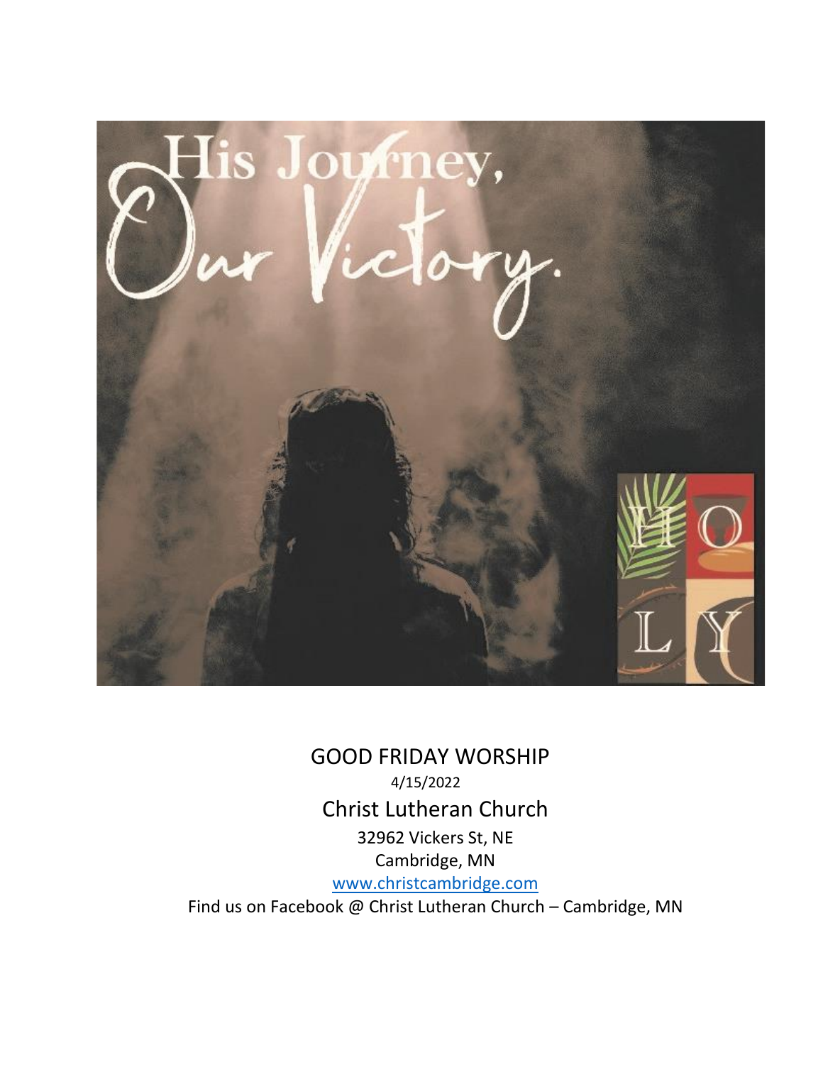His Journey, Our Victory.

HOLY

# GOOD FRIDAY WORSHIP

4/15/2022

## Christ Lutheran Church

32962 Vickers St, NE

Cambridge, MN

www.christcambridge.com

Find us on Facebook @ Christ Lutheran Church – Cambridge, MN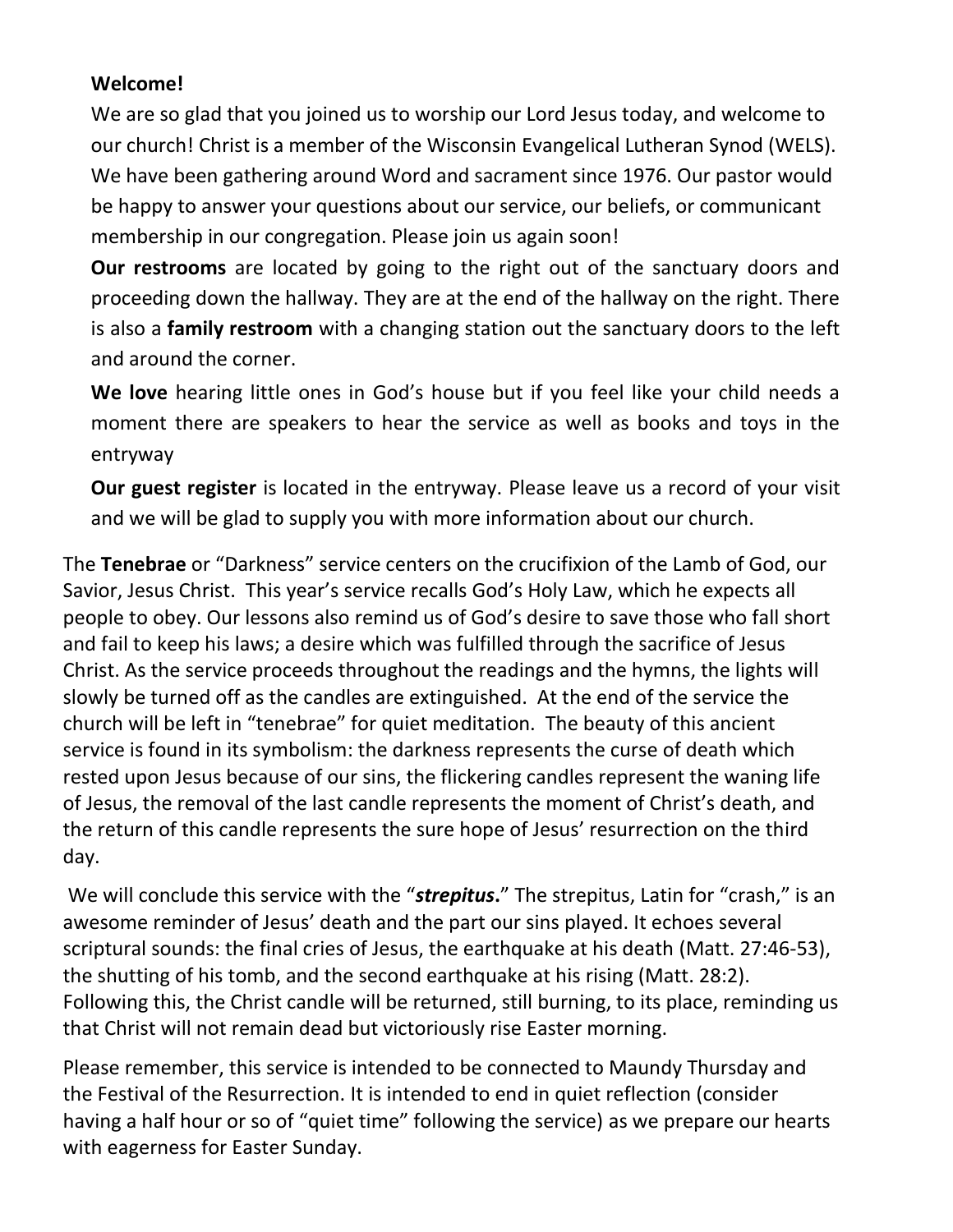**Welcome!**

We are so glad that you joined us to worship our Lord Jesus today, and welcome to our church! Christ is a member of the Wisconsin Evangelical Lutheran Synod (WELS). We have been gathering around Word and sacrament since 1976. Our pastor would be happy to answer your questions about our service, our beliefs, or communicant membership in our congregation. Please join us again soon!

**Our restrooms** are located by going to the right out of the sanctuary doors and proceeding down the hallway. They are at the end of the hallway on the right. There is also a **family restroom** with a changing station out the sanctuary doors to the left and around the corner.

**We love** hearing little ones in God's house but if you feel like your child needs a moment there are speakers to hear the service as well as books and toys in the entryway

**Our guest register** is located in the entryway. Please leave us a record of your visit and we will be glad to supply you with more information about our church.

The **Tenebrae** or "Darkness" service centers on the crucifixion of the Lamb of God, our Savior, Jesus Christ. This year's service recalls God's Holy Law, which he expects all people to obey. Our lessons also remind us of God's desire to save those who fall short and fail to keep his laws; a desire which was fulfilled through the sacrifice of Jesus Christ. As the service proceeds throughout the readings and the hymns, the lights will slowly be turned off as the candles are extinguished. At the end of the service the church will be left in "tenebrae" for quiet meditation. The beauty of this ancient service is found in its symbolism: the darkness represents the curse of death which rested upon Jesus because of our sins, the flickering candles represent the waning life of Jesus, the removal of the last candle represents the moment of Christ's death, and the return of this candle represents the sure hope of Jesus' resurrection on the third day.

We will conclude this service with the "***strepitus***." The strepitus, Latin for "crash," is an awesome reminder of Jesus' death and the part our sins played. It echoes several scriptural sounds: the final cries of Jesus, the earthquake at his death (Matt. 27:46-53), the shutting of his tomb, and the second earthquake at his rising (Matt. 28:2). Following this, the Christ candle will be returned, still burning, to its place, reminding us that Christ will not remain dead but victoriously rise Easter morning.

Please remember, this service is intended to be connected to Maundy Thursday and the Festival of the Resurrection. It is intended to end in quiet reflection (consider having a half hour or so of "quiet time" following the service) as we prepare our hearts with eagerness for Easter Sunday.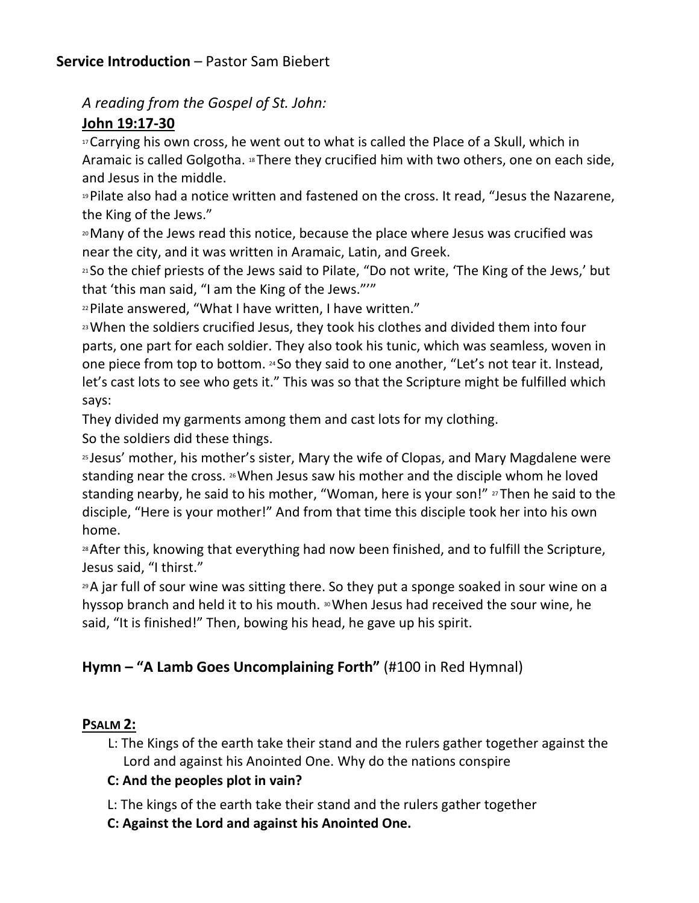**Service Introduction** – Pastor Sam Biebert

*A reading from the Gospel of St. John:*

**John 19:17-30**

17 Carrying his own cross, he went out to what is called the Place of a Skull, which in Aramaic is called Golgotha. 18 There they crucified him with two others, one on each side, and Jesus in the middle.

19 Pilate also had a notice written and fastened on the cross. It read, "Jesus the Nazarene, the King of the Jews."

20 Many of the Jews read this notice, because the place where Jesus was crucified was near the city, and it was written in Aramaic, Latin, and Greek.

21 So the chief priests of the Jews said to Pilate, "Do not write, 'The King of the Jews,' but that 'this man said, "I am the King of the Jews."'"

22 Pilate answered, "What I have written, I have written."

23 When the soldiers crucified Jesus, they took his clothes and divided them into four parts, one part for each soldier. They also took his tunic, which was seamless, woven in one piece from top to bottom. 24 So they said to one another, "Let's not tear it. Instead, let's cast lots to see who gets it." This was so that the Scripture might be fulfilled which says:

They divided my garments among them and cast lots for my clothing.

So the soldiers did these things.

25 Jesus' mother, his mother's sister, Mary the wife of Clopas, and Mary Magdalene were standing near the cross. 26 When Jesus saw his mother and the disciple whom he loved standing nearby, he said to his mother, "Woman, here is your son!" 27 Then he said to the disciple, "Here is your mother!" And from that time this disciple took her into his own home.

28 After this, knowing that everything had now been finished, and to fulfill the Scripture, Jesus said, "I thirst."

29 A jar full of sour wine was sitting there. So they put a sponge soaked in sour wine on a hyssop branch and held it to his mouth. 30 When Jesus had received the sour wine, he said, "It is finished!" Then, bowing his head, he gave up his spirit.

**Hymn – "A Lamb Goes Uncomplaining Forth"** (#100 in Red Hymnal)

**PSALM 2:**

L: The Kings of the earth take their stand and the rulers gather together against the Lord and against his Anointed One. Why do the nations conspire

**C: And the peoples plot in vain?**

L: The kings of the earth take their stand and the rulers gather together

**C: Against the Lord and against his Anointed One.**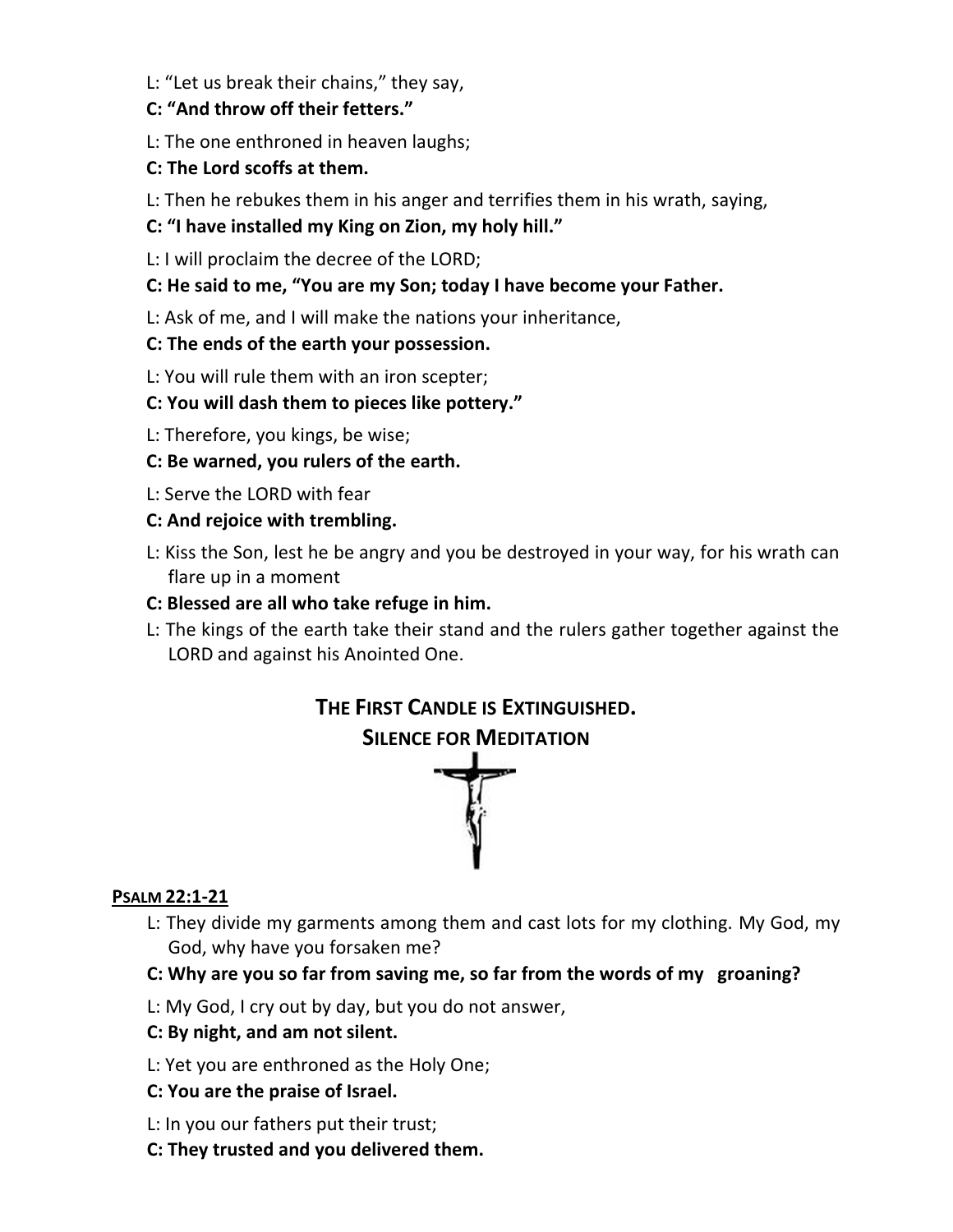L: "Let us break their chains," they say,

**C: "And throw off their fetters."**

L: The one enthroned in heaven laughs;

**C: The Lord scoffs at them.**

L: Then he rebukes them in his anger and terrifies them in his wrath, saying,

**C: "I have installed my King on Zion, my holy hill."**

L: I will proclaim the decree of the LORD;

**C: He said to me, "You are my Son; today I have become your Father.**

L: Ask of me, and I will make the nations your inheritance,

**C: The ends of the earth your possession.**

L: You will rule them with an iron scepter;

**C: You will dash them to pieces like pottery."**

L: Therefore, you kings, be wise;

**C: Be warned, you rulers of the earth.**

L: Serve the LORD with fear

**C: And rejoice with trembling.**

L: Kiss the Son, lest he be angry and you be destroyed in your way, for his wrath can flare up in a moment

**C: Blessed are all who take refuge in him.**

L: The kings of the earth take their stand and the rulers gather together against the LORD and against his Anointed One.

## THE FIRST CANDLE IS EXTINGUISHED.
## SILENCE FOR MEDITATION

**PSALM 22:1-21**

L: They divide my garments among them and cast lots for my clothing. My God, my God, why have you forsaken me?

**C: Why are you so far from saving me, so far from the words of my groaning?**

L: My God, I cry out by day, but you do not answer,

**C: By night, and am not silent.**

L: Yet you are enthroned as the Holy One;

**C: You are the praise of Israel.**

L: In you our fathers put their trust;

**C: They trusted and you delivered them.**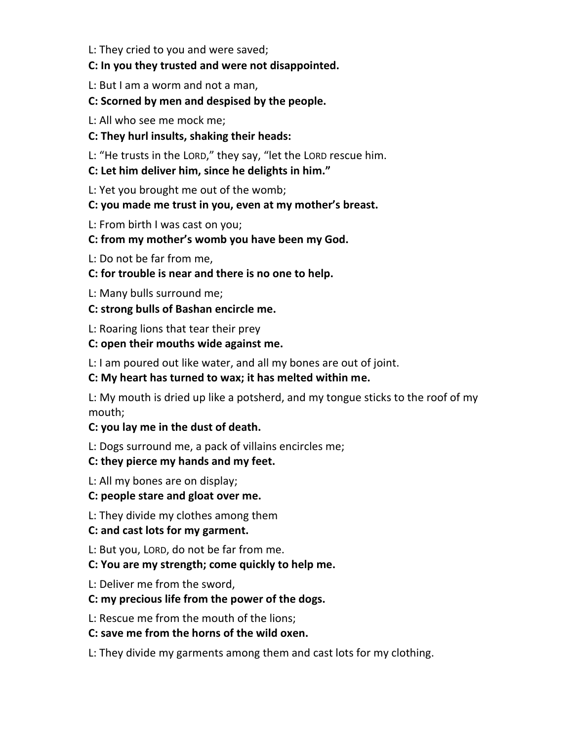L: They cried to you and were saved;

**C: In you they trusted and were not disappointed.**

L: But I am a worm and not a man,

**C: Scorned by men and despised by the people.**

L: All who see me mock me;

**C: They hurl insults, shaking their heads:**

L: "He trusts in the LORD," they say, "let the LORD rescue him.

**C: Let him deliver him, since he delights in him."**

L: Yet you brought me out of the womb;

**C: you made me trust in you, even at my mother's breast.**

L: From birth I was cast on you;

**C: from my mother's womb you have been my God.**

L: Do not be far from me,

**C: for trouble is near and there is no one to help.**

L: Many bulls surround me;

**C: strong bulls of Bashan encircle me.**

L: Roaring lions that tear their prey

**C: open their mouths wide against me.**

L: I am poured out like water, and all my bones are out of joint.

**C: My heart has turned to wax; it has melted within me.**

L: My mouth is dried up like a potsherd, and my tongue sticks to the roof of my mouth;

**C: you lay me in the dust of death.**

L: Dogs surround me, a pack of villains encircles me;

**C: they pierce my hands and my feet.**

L: All my bones are on display;

**C: people stare and gloat over me.**

L: They divide my clothes among them

**C: and cast lots for my garment.**

L: But you, LORD, do not be far from me.

**C: You are my strength; come quickly to help me.**

L: Deliver me from the sword,

**C: my precious life from the power of the dogs.**

L: Rescue me from the mouth of the lions;

**C: save me from the horns of the wild oxen.**

L: They divide my garments among them and cast lots for my clothing.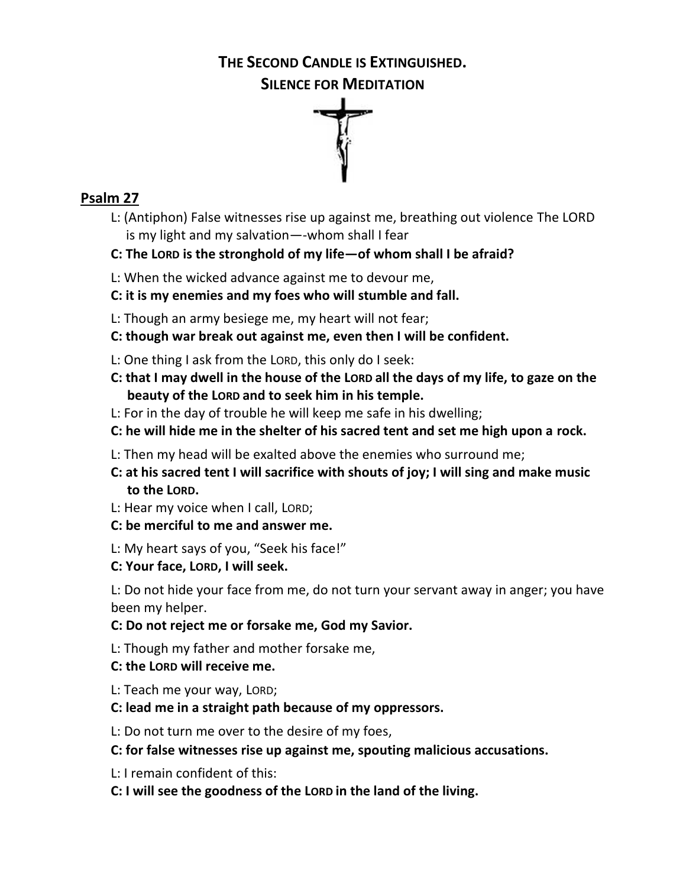## THE SECOND CANDLE IS EXTINGUISHED.

## SILENCE FOR MEDITATION

**Psalm 27**

L: (Antiphon) False witnesses rise up against me, breathing out violence The LORD is my light and my salvation—-whom shall I fear

**C: The LORD is the stronghold of my life—of whom shall I be afraid?**

L: When the wicked advance against me to devour me,

**C: it is my enemies and my foes who will stumble and fall.**

L: Though an army besiege me, my heart will not fear;

**C: though war break out against me, even then I will be confident.**

L: One thing I ask from the LORD, this only do I seek:

**C: that I may dwell in the house of the LORD all the days of my life, to gaze on the beauty of the LORD and to seek him in his temple.**

L: For in the day of trouble he will keep me safe in his dwelling;

**C: he will hide me in the shelter of his sacred tent and set me high upon a rock.**

L: Then my head will be exalted above the enemies who surround me;

**C: at his sacred tent I will sacrifice with shouts of joy; I will sing and make music to the LORD.**

L: Hear my voice when I call, LORD;

**C: be merciful to me and answer me.**

L: My heart says of you, "Seek his face!"

**C: Your face, LORD, I will seek.**

L: Do not hide your face from me, do not turn your servant away in anger; you have been my helper.

**C: Do not reject me or forsake me, God my Savior.**

L: Though my father and mother forsake me,

**C: the LORD will receive me.**

L: Teach me your way, LORD;

**C: lead me in a straight path because of my oppressors.**

L: Do not turn me over to the desire of my foes,

**C: for false witnesses rise up against me, spouting malicious accusations.**

L: I remain confident of this:

**C: I will see the goodness of the LORD in the land of the living.**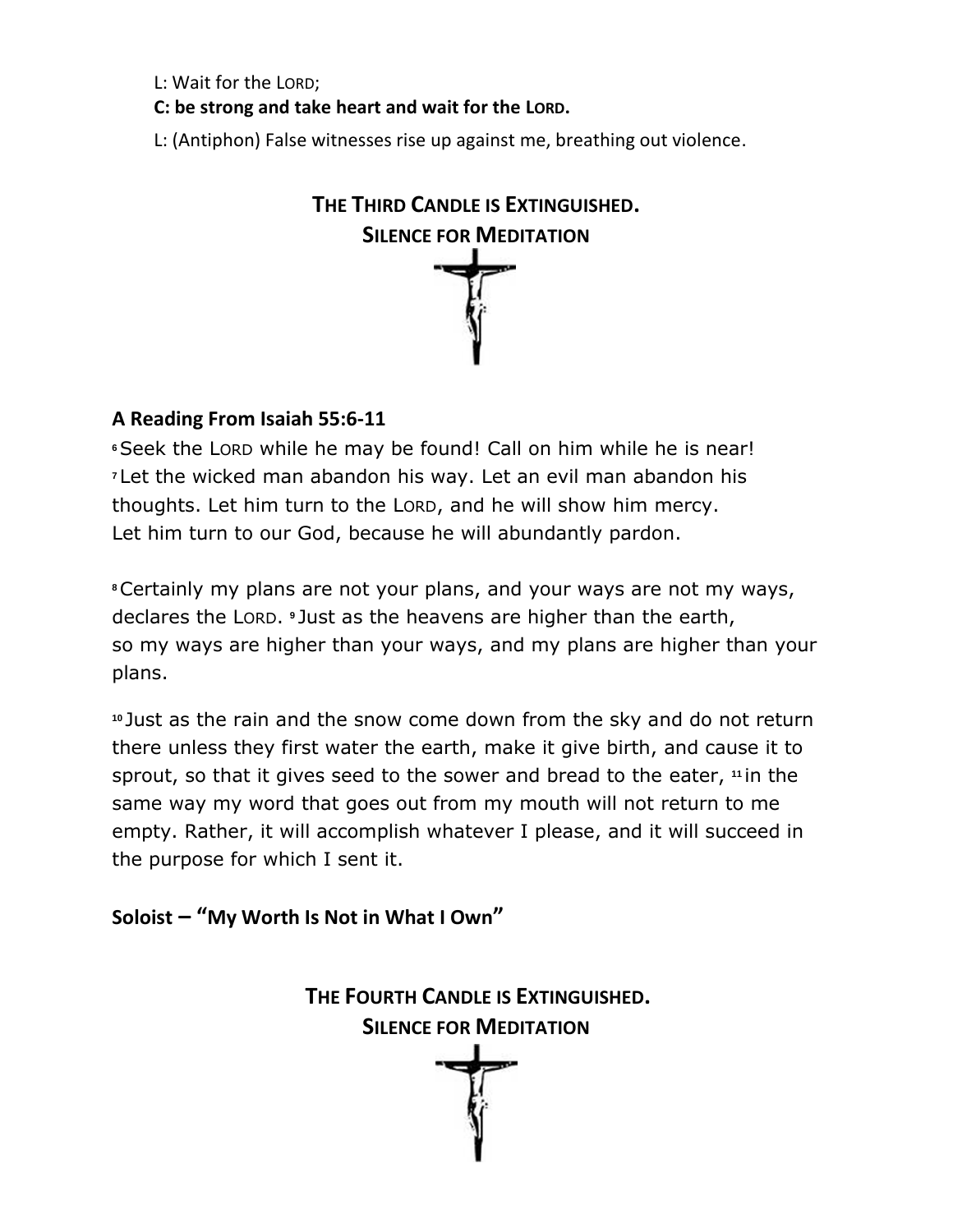L: Wait for the LORD;

**C: be strong and take heart and wait for the LORD.**

L: (Antiphon) False witnesses rise up against me, breathing out violence.

**THE THIRD CANDLE IS EXTINGUISHED.**
**SILENCE FOR MEDITATION**

**A Reading From Isaiah 55:6-11**

6 Seek the LORD while he may be found! Call on him while he is near! 7 Let the wicked man abandon his way. Let an evil man abandon his thoughts. Let him turn to the LORD, and he will show him mercy. Let him turn to our God, because he will abundantly pardon.

8 Certainly my plans are not your plans, and your ways are not my ways, declares the LORD. 9 Just as the heavens are higher than the earth, so my ways are higher than your ways, and my plans are higher than your plans.

10 Just as the rain and the snow come down from the sky and do not return there unless they first water the earth, make it give birth, and cause it to sprout, so that it gives seed to the sower and bread to the eater, 11 in the same way my word that goes out from my mouth will not return to me empty. Rather, it will accomplish whatever I please, and it will succeed in the purpose for which I sent it.

**Soloist – "My Worth Is Not in What I Own"**

**THE FOURTH CANDLE IS EXTINGUISHED.**
**SILENCE FOR MEDITATION**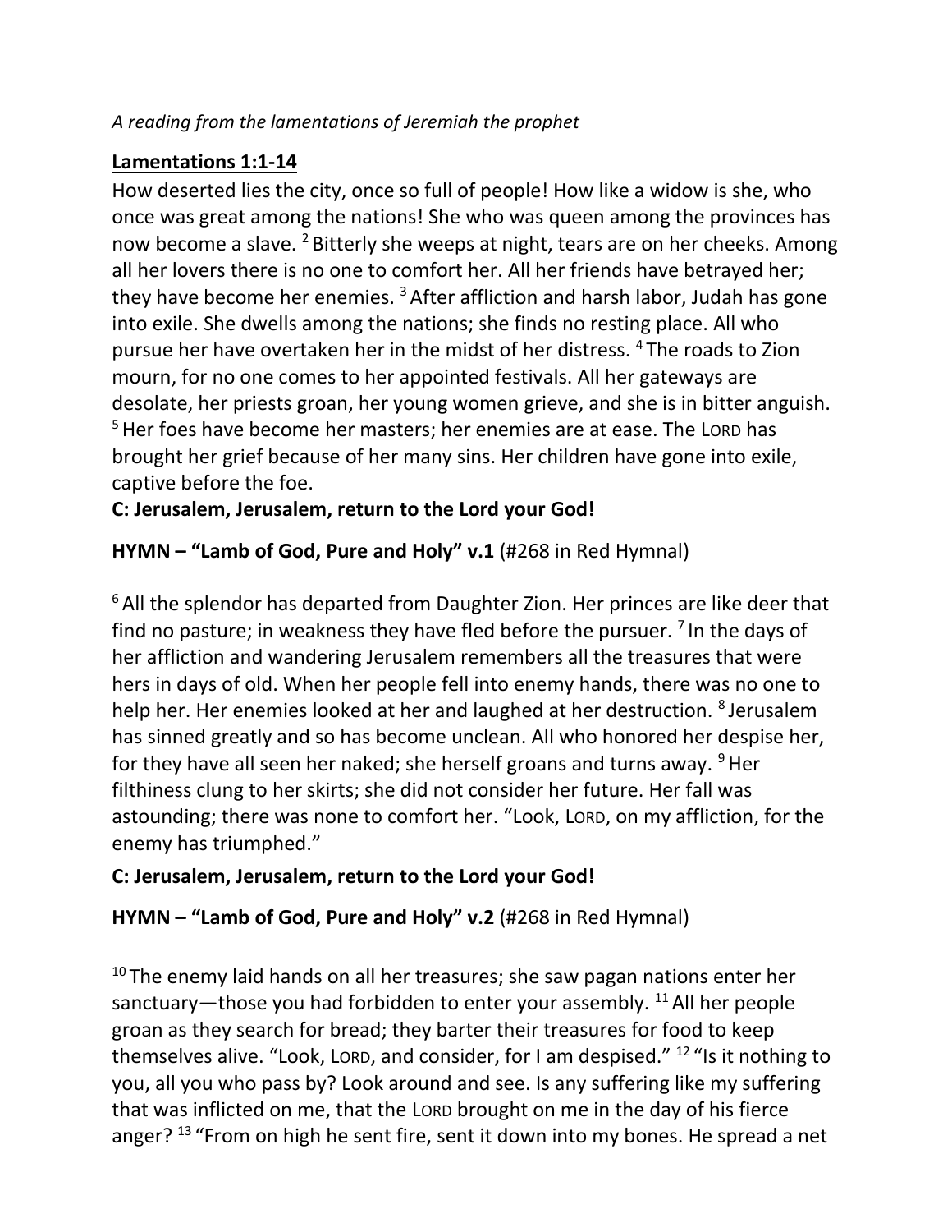*A reading from the lamentations of Jeremiah the prophet*

**Lamentations 1:1-14**

How deserted lies the city, once so full of people! How like a widow is she, who once was great among the nations! She who was queen among the provinces has now become a slave. [2] Bitterly she weeps at night, tears are on her cheeks. Among all her lovers there is no one to comfort her. All her friends have betrayed her; they have become her enemies. [3] After affliction and harsh labor, Judah has gone into exile. She dwells among the nations; she finds no resting place. All who pursue her have overtaken her in the midst of her distress. [4] The roads to Zion mourn, for no one comes to her appointed festivals. All her gateways are desolate, her priests groan, her young women grieve, and she is in bitter anguish. [5] Her foes have become her masters; her enemies are at ease. The LORD has brought her grief because of her many sins. Her children have gone into exile, captive before the foe.

**C: Jerusalem, Jerusalem, return to the Lord your God!**

**HYMN – "Lamb of God, Pure and Holy" v.1** (#268 in Red Hymnal)

[6] All the splendor has departed from Daughter Zion. Her princes are like deer that find no pasture; in weakness they have fled before the pursuer. [7] In the days of her affliction and wandering Jerusalem remembers all the treasures that were hers in days of old. When her people fell into enemy hands, there was no one to help her. Her enemies looked at her and laughed at her destruction. [8] Jerusalem has sinned greatly and so has become unclean. All who honored her despise her, for they have all seen her naked; she herself groans and turns away. [9] Her filthiness clung to her skirts; she did not consider her future. Her fall was astounding; there was none to comfort her. "Look, LORD, on my affliction, for the enemy has triumphed."

**C: Jerusalem, Jerusalem, return to the Lord your God!**

**HYMN – "Lamb of God, Pure and Holy" v.2** (#268 in Red Hymnal)

[10] The enemy laid hands on all her treasures; she saw pagan nations enter her sanctuary—those you had forbidden to enter your assembly. [11] All her people groan as they search for bread; they barter their treasures for food to keep themselves alive. "Look, LORD, and consider, for I am despised." [12] "Is it nothing to you, all you who pass by? Look around and see. Is any suffering like my suffering that was inflicted on me, that the LORD brought on me in the day of his fierce anger? [13] "From on high he sent fire, sent it down into my bones. He spread a net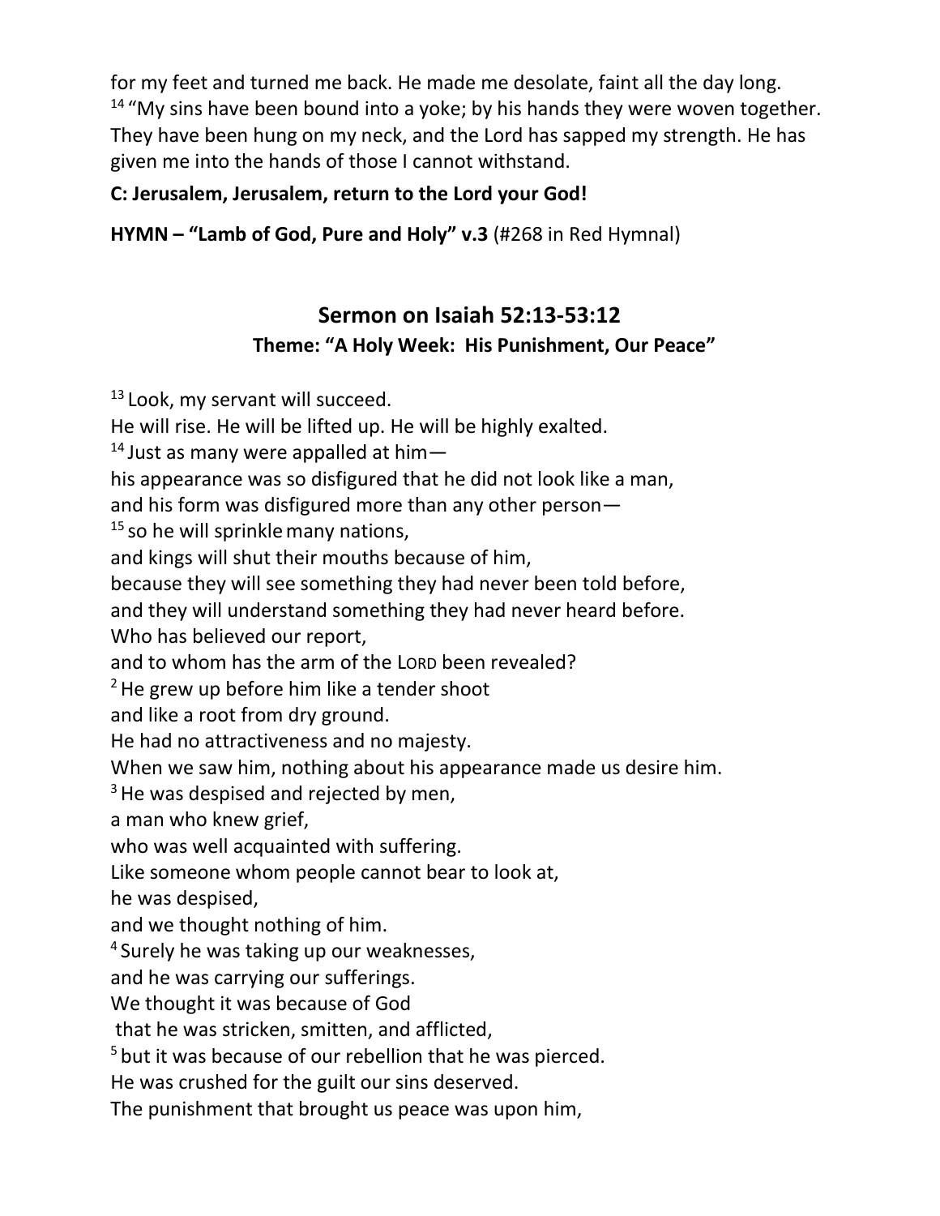for my feet and turned me back. He made me desolate, faint all the day long.
[14] "My sins have been bound into a yoke; by his hands they were woven together. They have been hung on my neck, and the Lord has sapped my strength. He has given me into the hands of those I cannot withstand.

**C: Jerusalem, Jerusalem, return to the Lord your God!**

**HYMN – "Lamb of God, Pure and Holy" v.3** (#268 in Red Hymnal)

## Sermon on Isaiah 52:13-53:12

### Theme: "A Holy Week: His Punishment, Our Peace"

[13] Look, my servant will succeed.
He will rise. He will be lifted up. He will be highly exalted.
[14] Just as many were appalled at him—
his appearance was so disfigured that he did not look like a man,
and his form was disfigured more than any other person—
[15] so he will sprinkle many nations,
and kings will shut their mouths because of him,
because they will see something they had never been told before,
and they will understand something they had never heard before.
Who has believed our report,
and to whom has the arm of the LORD been revealed?
[2] He grew up before him like a tender shoot
and like a root from dry ground.
He had no attractiveness and no majesty.
When we saw him, nothing about his appearance made us desire him.
[3] He was despised and rejected by men,
a man who knew grief,
who was well acquainted with suffering.
Like someone whom people cannot bear to look at,
he was despised,
and we thought nothing of him.
[4] Surely he was taking up our weaknesses,
and he was carrying our sufferings.
We thought it was because of God
that he was stricken, smitten, and afflicted,
[5] but it was because of our rebellion that he was pierced.
He was crushed for the guilt our sins deserved.
The punishment that brought us peace was upon him,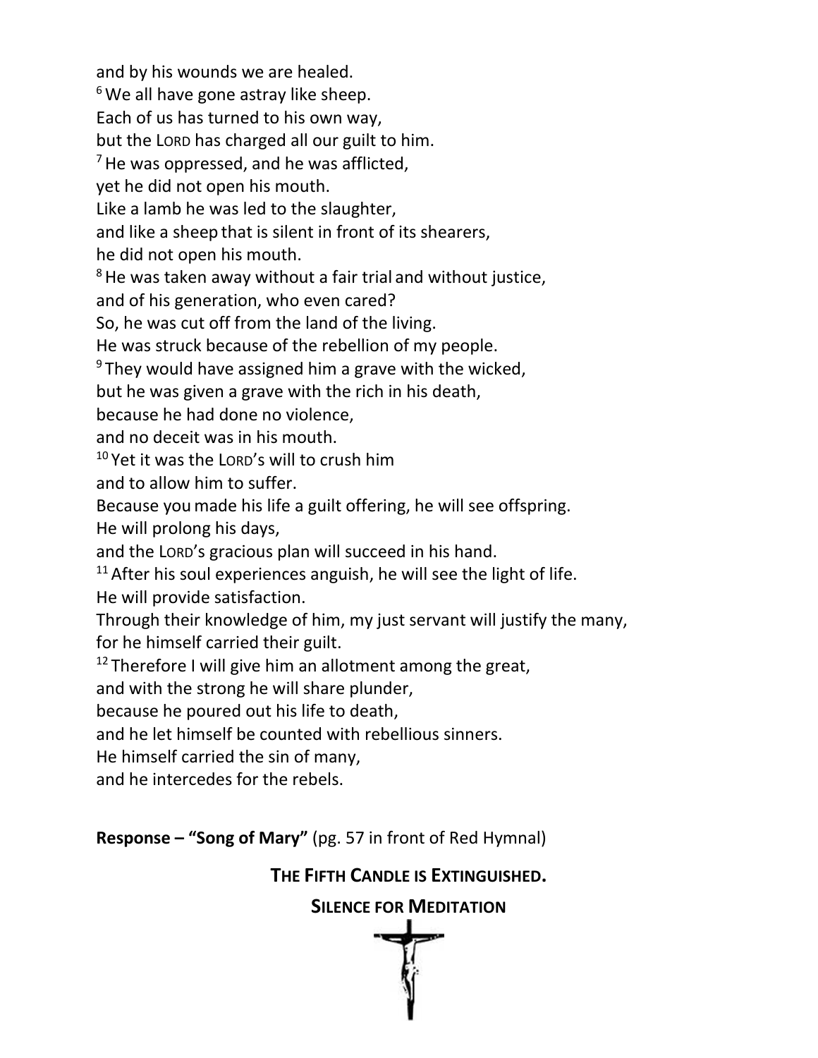and by his wounds we are healed.
[6] We all have gone astray like sheep.
Each of us has turned to his own way,
but the LORD has charged all our guilt to him.
[7] He was oppressed, and he was afflicted,
yet he did not open his mouth.
Like a lamb he was led to the slaughter,
and like a sheep that is silent in front of its shearers,
he did not open his mouth.
[8] He was taken away without a fair trial and without justice,
and of his generation, who even cared?
So, he was cut off from the land of the living.
He was struck because of the rebellion of my people.
[9] They would have assigned him a grave with the wicked,
but he was given a grave with the rich in his death,
because he had done no violence,
and no deceit was in his mouth.
[10] Yet it was the LORD's will to crush him
and to allow him to suffer.
Because you made his life a guilt offering, he will see offspring.
He will prolong his days,
and the LORD's gracious plan will succeed in his hand.
[11] After his soul experiences anguish, he will see the light of life.
He will provide satisfaction.
Through their knowledge of him, my just servant will justify the many,
for he himself carried their guilt.
[12] Therefore I will give him an allotment among the great,
and with the strong he will share plunder,
because he poured out his life to death,
and he let himself be counted with rebellious sinners.
He himself carried the sin of many,
and he intercedes for the rebels.

**Response – "Song of Mary"** (pg. 57 in front of Red Hymnal)

**THE FIFTH CANDLE IS EXTINGUISHED.**

**SILENCE FOR MEDITATION**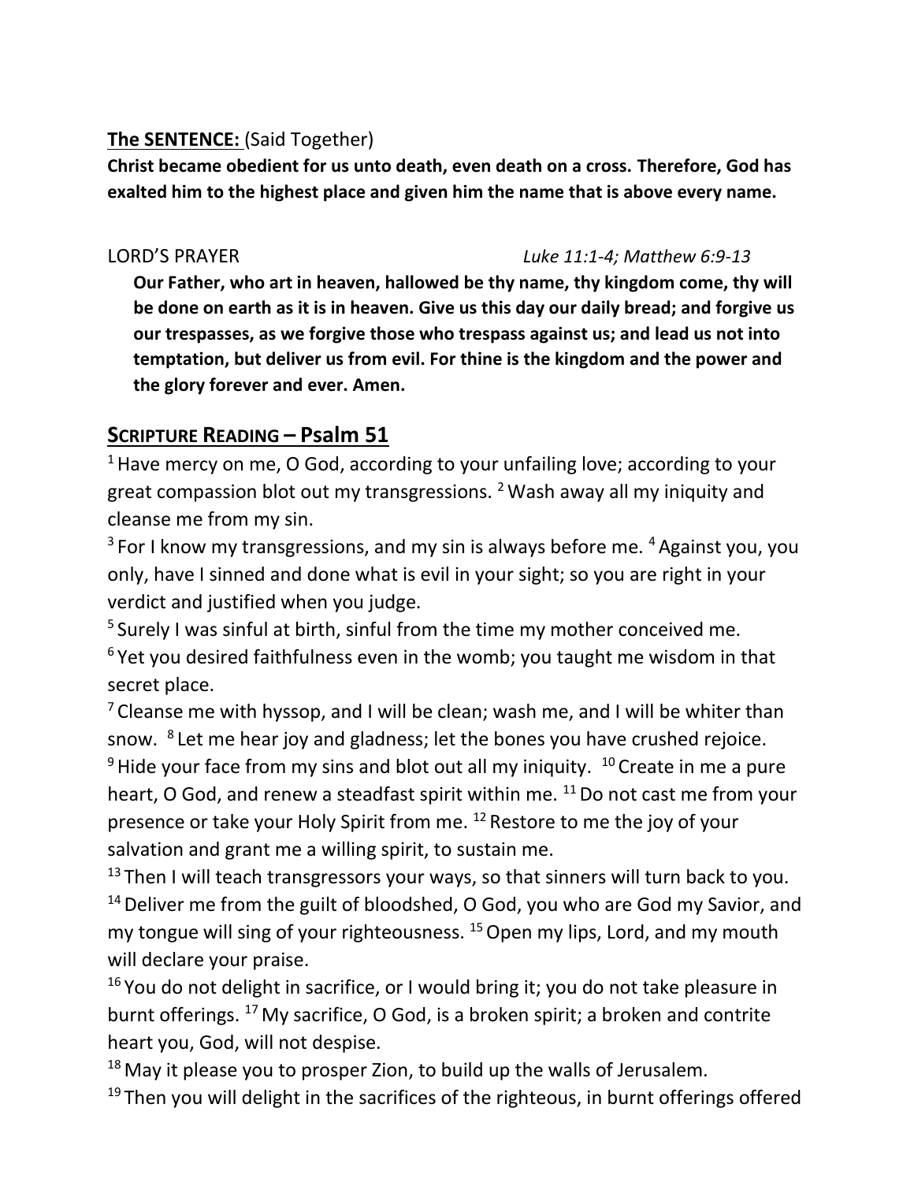**The SENTENCE:** (Said Together)

**Christ became obedient for us unto death, even death on a cross. Therefore, God has exalted him to the highest place and given him the name that is above every name.**

LORD'S PRAYER *Luke 11:1-4; Matthew 6:9-13*

**Our Father, who art in heaven, hallowed be thy name, thy kingdom come, thy will be done on earth as it is in heaven. Give us this day our daily bread; and forgive us our trespasses, as we forgive those who trespass against us; and lead us not into temptation, but deliver us from evil. For thine is the kingdom and the power and the glory forever and ever. Amen.**

## SCRIPTURE READING – Psalm 51

[1] Have mercy on me, O God, according to your unfailing love; according to your great compassion blot out my transgressions. [2] Wash away all my iniquity and cleanse me from my sin.

[3] For I know my transgressions, and my sin is always before me. [4] Against you, you only, have I sinned and done what is evil in your sight; so you are right in your verdict and justified when you judge.

[5] Surely I was sinful at birth, sinful from the time my mother conceived me.

[6] Yet you desired faithfulness even in the womb; you taught me wisdom in that secret place.

[7] Cleanse me with hyssop, and I will be clean; wash me, and I will be whiter than snow. [8] Let me hear joy and gladness; let the bones you have crushed rejoice.

[9] Hide your face from my sins and blot out all my iniquity. [10] Create in me a pure heart, O God, and renew a steadfast spirit within me. [11] Do not cast me from your presence or take your Holy Spirit from me. [12] Restore to me the joy of your salvation and grant me a willing spirit, to sustain me.

[13] Then I will teach transgressors your ways, so that sinners will turn back to you.

[14] Deliver me from the guilt of bloodshed, O God, you who are God my Savior, and my tongue will sing of your righteousness. [15] Open my lips, Lord, and my mouth will declare your praise.

[16] You do not delight in sacrifice, or I would bring it; you do not take pleasure in burnt offerings. [17] My sacrifice, O God, is a broken spirit; a broken and contrite heart you, God, will not despise.

[18] May it please you to prosper Zion, to build up the walls of Jerusalem.

[19] Then you will delight in the sacrifices of the righteous, in burnt offerings offered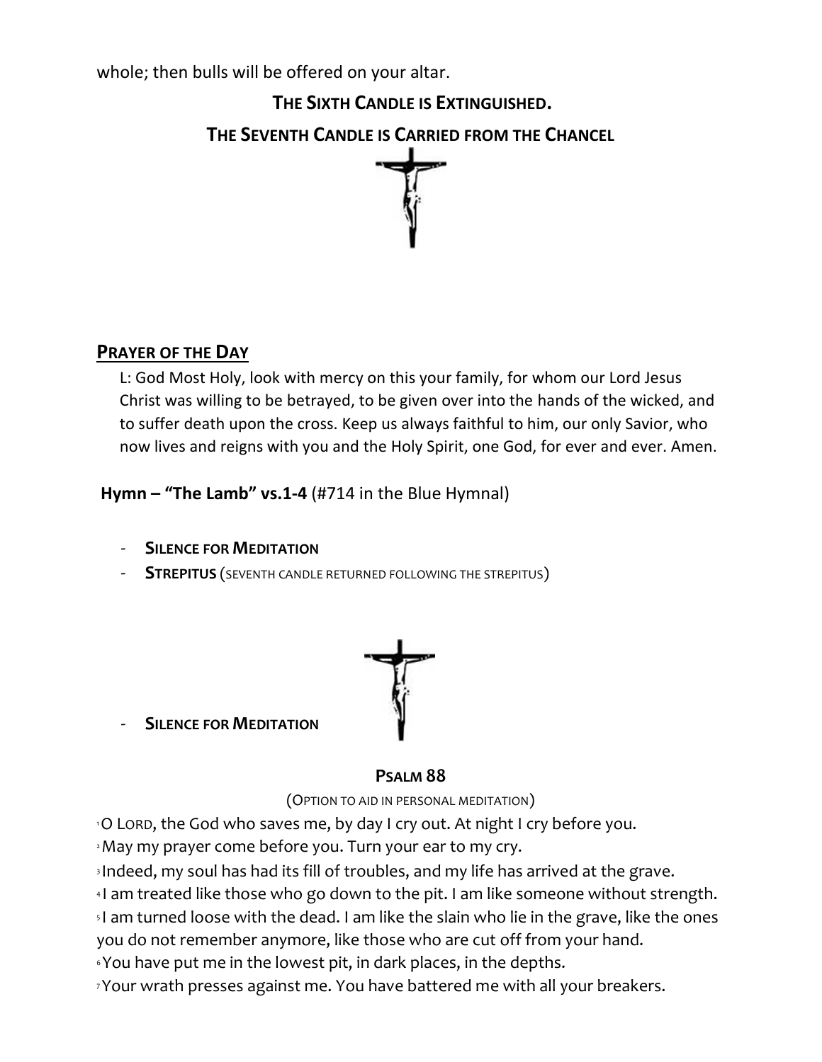whole; then bulls will be offered on your altar.

**THE SIXTH CANDLE IS EXTINGUISHED.**

**THE SEVENTH CANDLE IS CARRIED FROM THE CHANCEL**

## PRAYER OF THE DAY

L: God Most Holy, look with mercy on this your family, for whom our Lord Jesus Christ was willing to be betrayed, to be given over into the hands of the wicked, and to suffer death upon the cross. Keep us always faithful to him, our only Savior, who now lives and reigns with you and the Holy Spirit, one God, for ever and ever. Amen.

**Hymn – "The Lamb" vs.1-4** (#714 in the Blue Hymnal)

- **SILENCE FOR MEDITATION**
- **STREPITUS** (SEVENTH CANDLE RETURNED FOLLOWING THE STREPITUS)

- **SILENCE FOR MEDITATION**

**PSALM 88**

(OPTION TO AID IN PERSONAL MEDITATION)

1 O LORD, the God who saves me, by day I cry out. At night I cry before you.
2 May my prayer come before you. Turn your ear to my cry.
3 Indeed, my soul has had its fill of troubles, and my life has arrived at the grave.
4 I am treated like those who go down to the pit. I am like someone without strength.
5 I am turned loose with the dead. I am like the slain who lie in the grave, like the ones you do not remember anymore, like those who are cut off from your hand.
6 You have put me in the lowest pit, in dark places, in the depths.
7 Your wrath presses against me. You have battered me with all your breakers.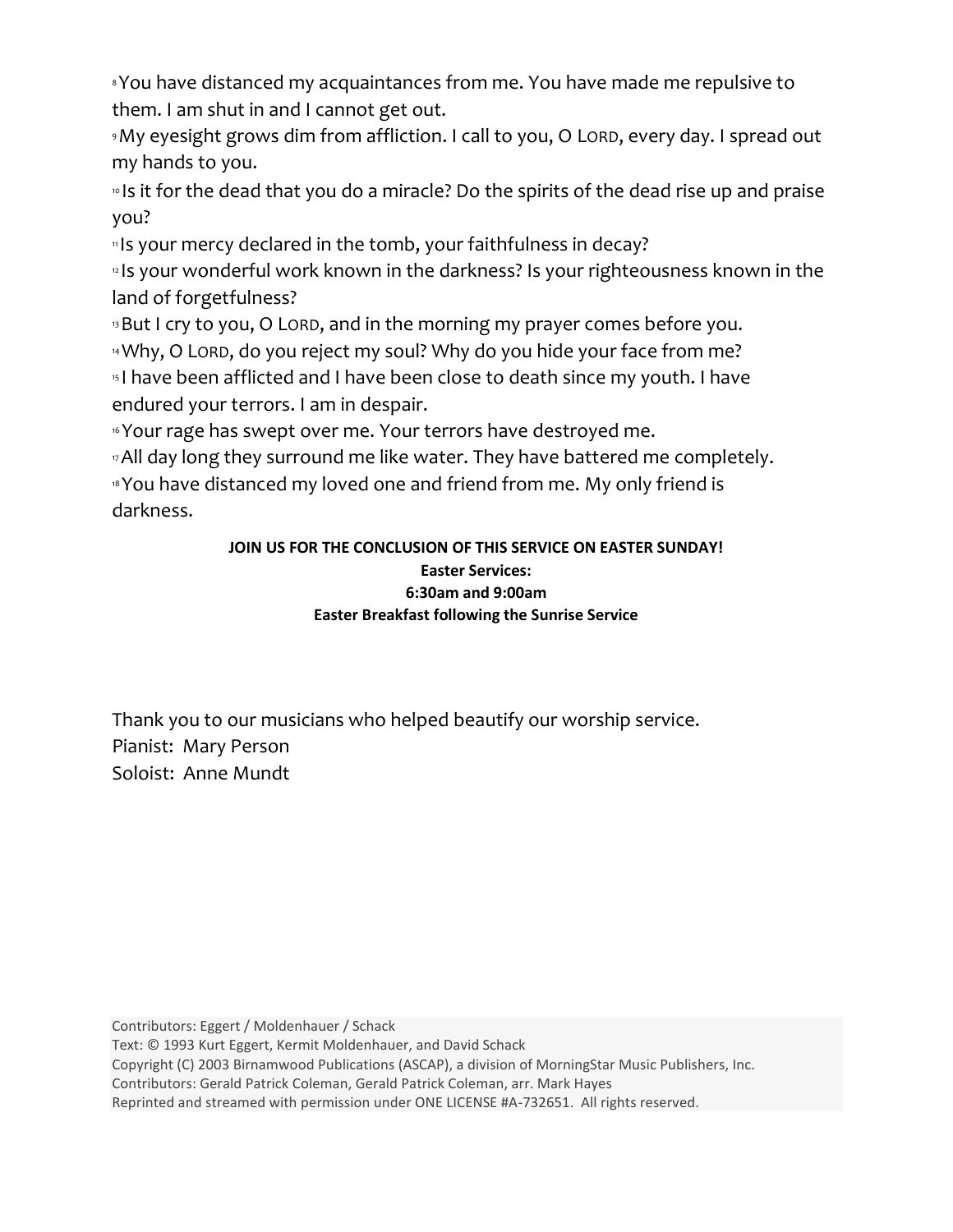[8] You have distanced my acquaintances from me. You have made me repulsive to them. I am shut in and I cannot get out.

[9] My eyesight grows dim from affliction. I call to you, O LORD, every day. I spread out my hands to you.

[10] Is it for the dead that you do a miracle? Do the spirits of the dead rise up and praise you?

[11] Is your mercy declared in the tomb, your faithfulness in decay?

[12] Is your wonderful work known in the darkness? Is your righteousness known in the land of forgetfulness?

[13] But I cry to you, O LORD, and in the morning my prayer comes before you.

[14] Why, O LORD, do you reject my soul? Why do you hide your face from me?

[15] I have been afflicted and I have been close to death since my youth. I have endured your terrors. I am in despair.

[16] Your rage has swept over me. Your terrors have destroyed me.

[17] All day long they surround me like water. They have battered me completely.

[18] You have distanced my loved one and friend from me. My only friend is darkness.

**JOIN US FOR THE CONCLUSION OF THIS SERVICE ON EASTER SUNDAY!**

**Easter Services:**

**6:30am and 9:00am**

**Easter Breakfast following the Sunrise Service**

Thank you to our musicians who helped beautify our worship service.

Pianist: Mary Person

Soloist: Anne Mundt

Contributors: Eggert / Moldenhauer / Schack

Text: © 1993 Kurt Eggert, Kermit Moldenhauer, and David Schack

Copyright (C) 2003 Birnamwood Publications (ASCAP), a division of MorningStar Music Publishers, Inc.

Contributors: Gerald Patrick Coleman, Gerald Patrick Coleman, arr. Mark Hayes

Reprinted and streamed with permission under ONE LICENSE #A-732651. All rights reserved.